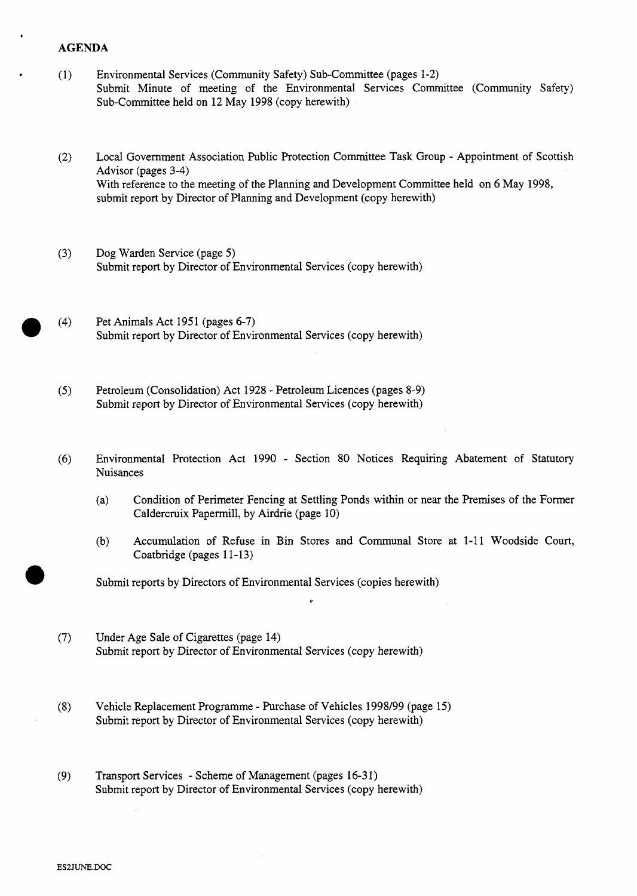**AGENDA**

(1) Environmental Services (Community Safety) Sub-Committee (pages 1-2)
Submit Minute of meeting of the Environmental Services Committee (Community Safety) Sub-Committee held on 12 May 1998 (copy herewith)

(2) Local Government Association Public Protection Committee Task Group - Appointment of Scottish Advisor (pages 3-4)
With reference to the meeting of the Planning and Development Committee held on 6 May 1998, submit report by Director of Planning and Development (copy herewith)

(3) Dog Warden Service (page 5)
Submit report by Director of Environmental Services (copy herewith)

(4) Pet Animals Act 1951 (pages 6-7)
Submit report by Director of Environmental Services (copy herewith)

(5) Petroleum (Consolidation) Act 1928 - Petroleum Licences (pages 8-9)
Submit report by Director of Environmental Services (copy herewith)

(6) Environmental Protection Act 1990 - Section 80 Notices Requiring Abatement of Statutory Nuisances

(a) Condition of Perimeter Fencing at Settling Ponds within or near the Premises of the Former Caldercruix Papermill, by Airdrie (page 10)

(b) Accumulation of Refuse in Bin Stores and Communal Store at 1-11 Woodside Court, Coatbridge (pages 11-13)

Submit reports by Directors of Environmental Services (copies herewith)

(7) Under Age Sale of Cigarettes (page 14)
Submit report by Director of Environmental Services (copy herewith)

(8) Vehicle Replacement Programme - Purchase of Vehicles 1998/99 (page 15)
Submit report by Director of Environmental Services (copy herewith)

(9) Transport Services - Scheme of Management (pages 16-31)
Submit report by Director of Environmental Services (copy herewith)

ES2JUNE.DOC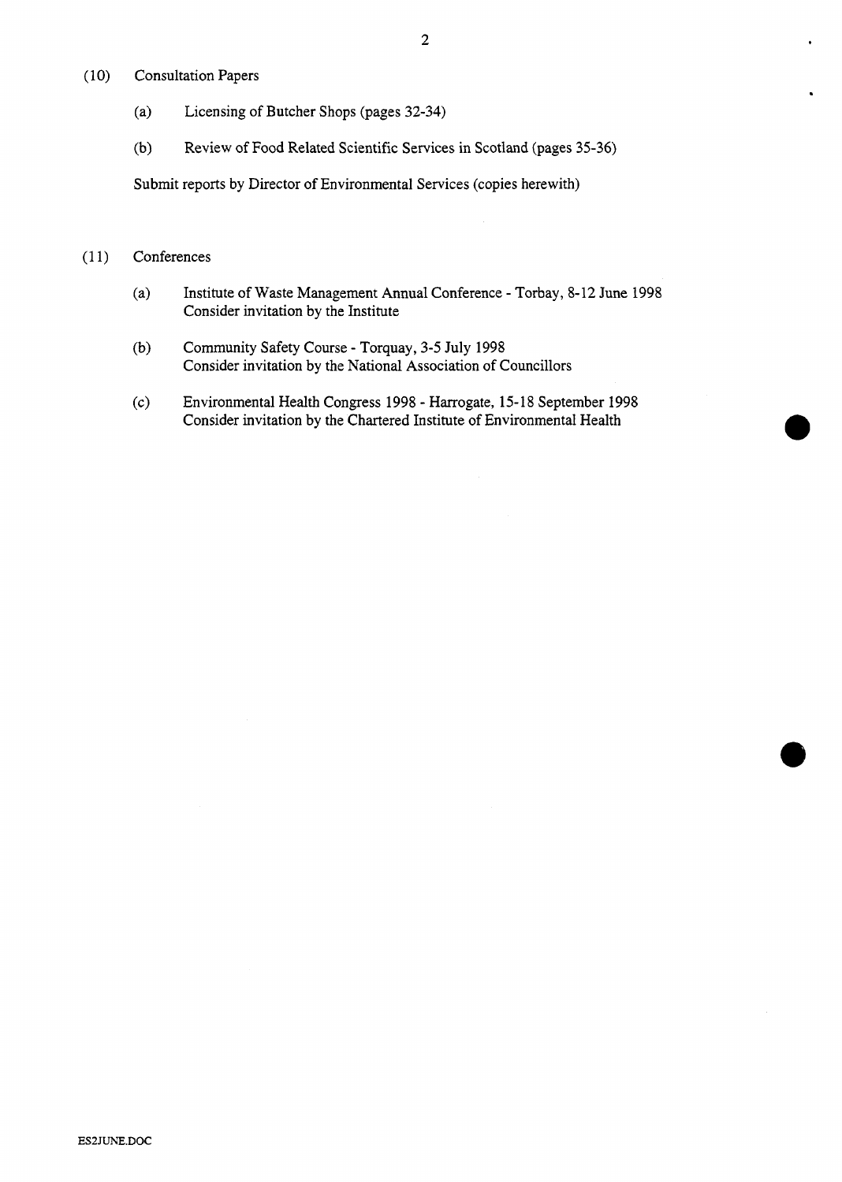(10) Consultation Papers

  (a) Licensing of Butcher Shops (pages 32-34)

  (b) Review of Food Related Scientific Services in Scotland (pages 35-36)

  Submit reports by Director of Environmental Services (copies herewith)

(11) Conferences

  (a) Institute of Waste Management Annual Conference - Torbay, 8-12 June 1998
  Consider invitation by the Institute

  (b) Community Safety Course - Torquay, 3-5 July 1998
  Consider invitation by the National Association of Councillors

  (c) Environmental Health Congress 1998 - Harrogate, 15-18 September 1998
  Consider invitation by the Chartered Institute of Environmental Health

ES2JUNE.DOC